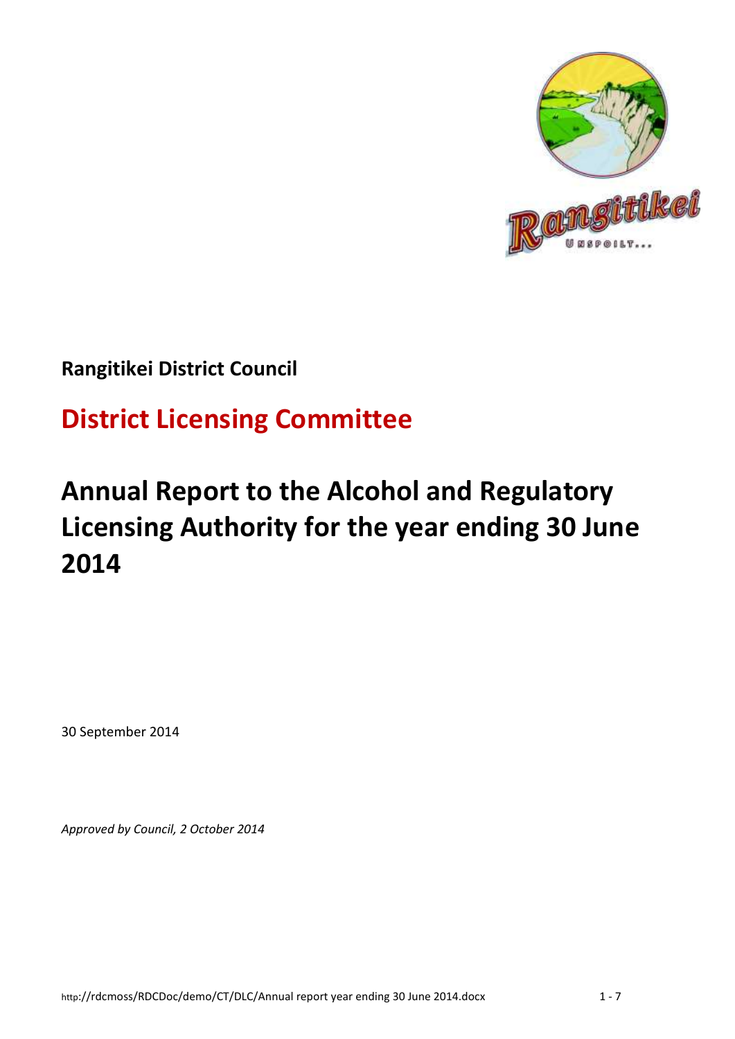**Rangitikei District Council**

## District Licensing Committee

# Annual Report to the Alcohol and Regulatory Licensing Authority for the year ending 30 June 2014

30 September 2014

*Approved by Council, 2 October 2014*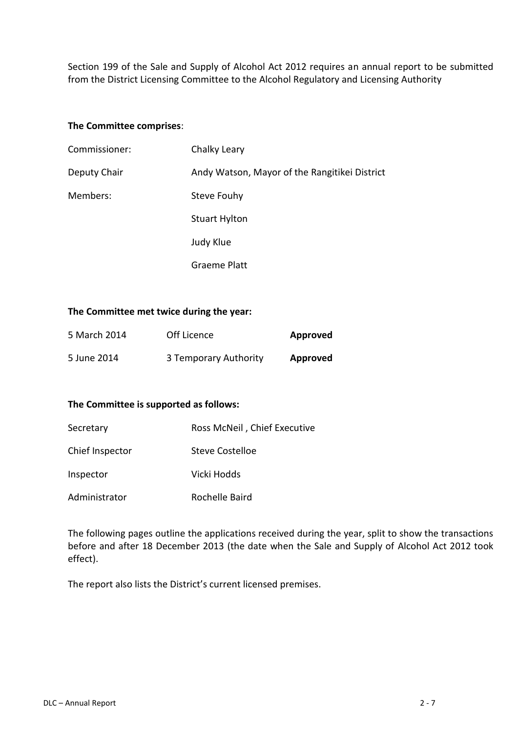Section 199 of the Sale and Supply of Alcohol Act 2012 requires an annual report to be submitted from the District Licensing Committee to the Alcohol Regulatory and Licensing Authority

**The Committee comprises**:

| | |
|---|---|
| Commissioner: | Chalky Leary |
| Deputy Chair | Andy Watson, Mayor of the Rangitikei District |
| Members: | Steve Fouhy |
| | Stuart Hylton |
| | Judy Klue |
| | Graeme Platt |

**The Committee met twice during the year:**

| | | |
|---|---|---|
| 5 March 2014 | Off Licence | **Approved** |
| 5 June 2014 | 3 Temporary Authority | **Approved** |

**The Committee is supported as follows:**

| | |
|---|---|
| Secretary | Ross McNeil , Chief Executive |
| Chief Inspector | Steve Costelloe |
| Inspector | Vicki Hodds |
| Administrator | Rochelle Baird |

The following pages outline the applications received during the year, split to show the transactions before and after 18 December 2013 (the date when the Sale and Supply of Alcohol Act 2012 took effect).

The report also lists the District's current licensed premises.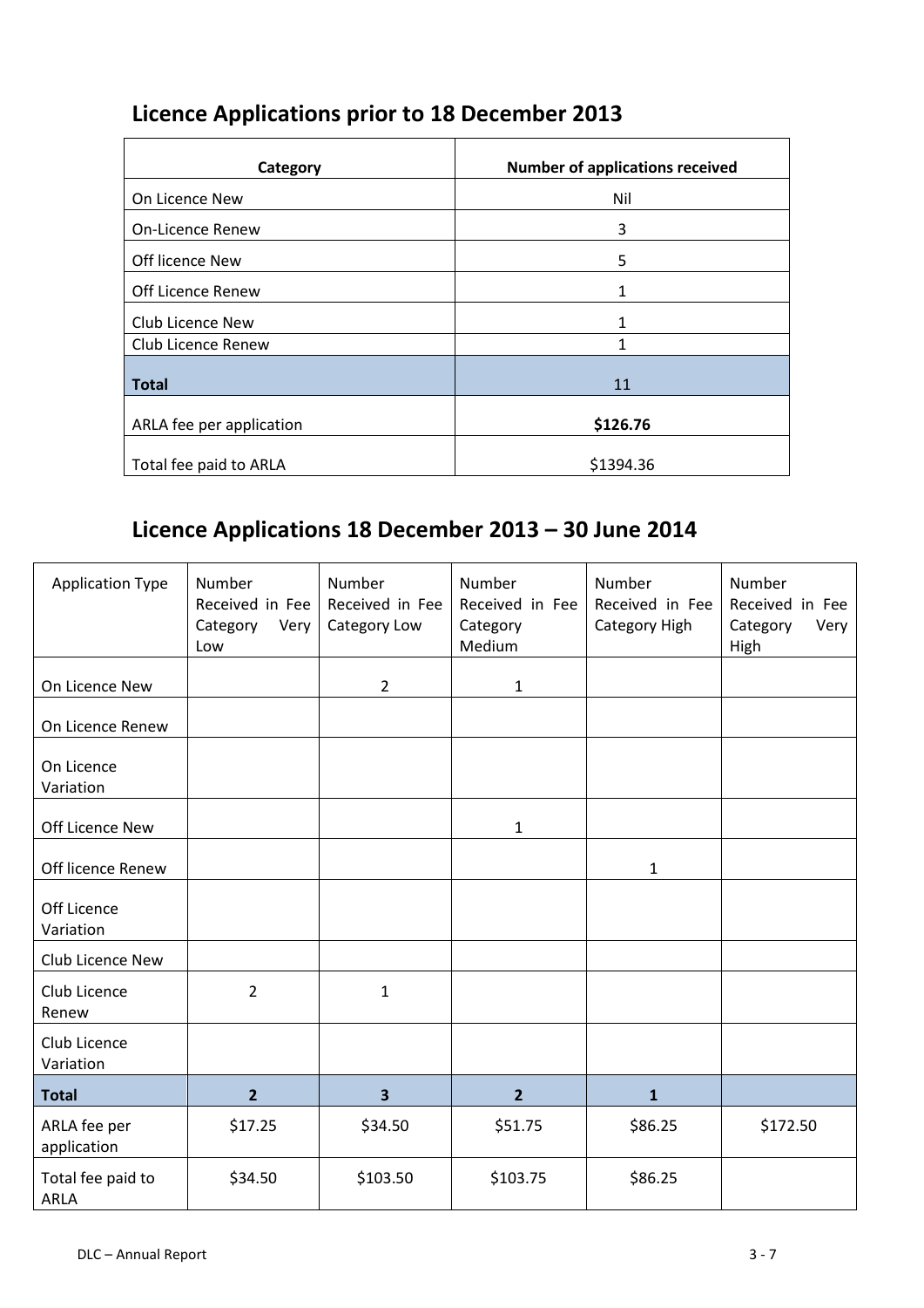## Licence Applications prior to 18 December 2013

| Category | Number of applications received |
|---|---|
| On Licence New | Nil |
| On-Licence Renew | 3 |
| Off licence New | 5 |
| Off Licence Renew | 1 |
| Club Licence New | 1 |
| Club Licence Renew | 1 |
| **Total** | 11 |
| ARLA fee per application | **$126.76** |
| Total fee paid to ARLA | $1394.36 |

## Licence Applications 18 December 2013 – 30 June 2014

| Application Type | Number Received in Fee Category Very Low | Number Received in Fee Category Low | Number Received in Fee Category Medium | Number Received in Fee Category High | Number Received in Fee Category Very High |
|---|---|---|---|---|---|
| On Licence New | | 2 | 1 | | |
| On Licence Renew | | | | | |
| On Licence Variation | | | | | |
| Off Licence New | | | 1 | | |
| Off licence Renew | | | | 1 | |
| Off Licence Variation | | | | | |
| Club Licence New | | | | | |
| Club Licence Renew | 2 | 1 | | | |
| Club Licence Variation | | | | | |
| **Total** | **2** | **3** | **2** | **1** | |
| ARLA fee per application | $17.25 | $34.50 | $51.75 | $86.25 | $172.50 |
| Total fee paid to ARLA | $34.50 | $103.50 | $103.75 | $86.25 | |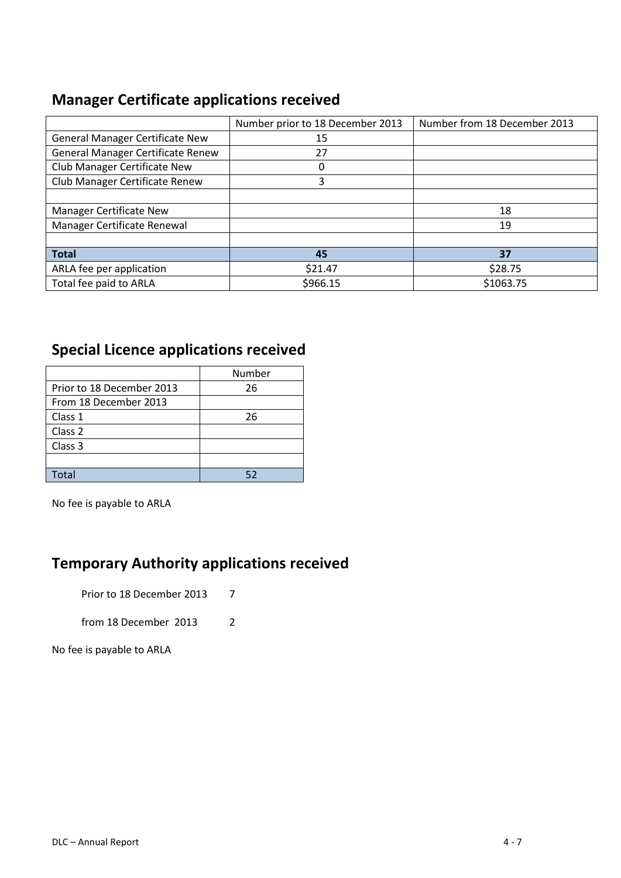## Manager Certificate applications received

| | Number prior to 18 December 2013 | Number from 18 December 2013 |
|---|---|---|
| General Manager Certificate New | 15 | |
| General Manager Certificate Renew | 27 | |
| Club Manager Certificate New | 0 | |
| Club Manager Certificate Renew | 3 | |
| | | |
| Manager Certificate New | | 18 |
| Manager Certificate Renewal | | 19 |
| | | |
| **Total** | **45** | **37** |
| ARLA fee per application | $21.47 | $28.75 |
| Total fee paid to ARLA | $966.15 | $1063.75 |

## Special Licence applications received

| | Number |
|---|---|
| Prior to 18 December 2013 | 26 |
| From 18 December 2013 | |
| Class 1 | 26 |
| Class 2 | |
| Class 3 | |
| | |
| Total | 52 |

No fee is payable to ARLA

## Temporary Authority applications received

Prior to 18 December 2013 7

from 18 December 2013 2

No fee is payable to ARLA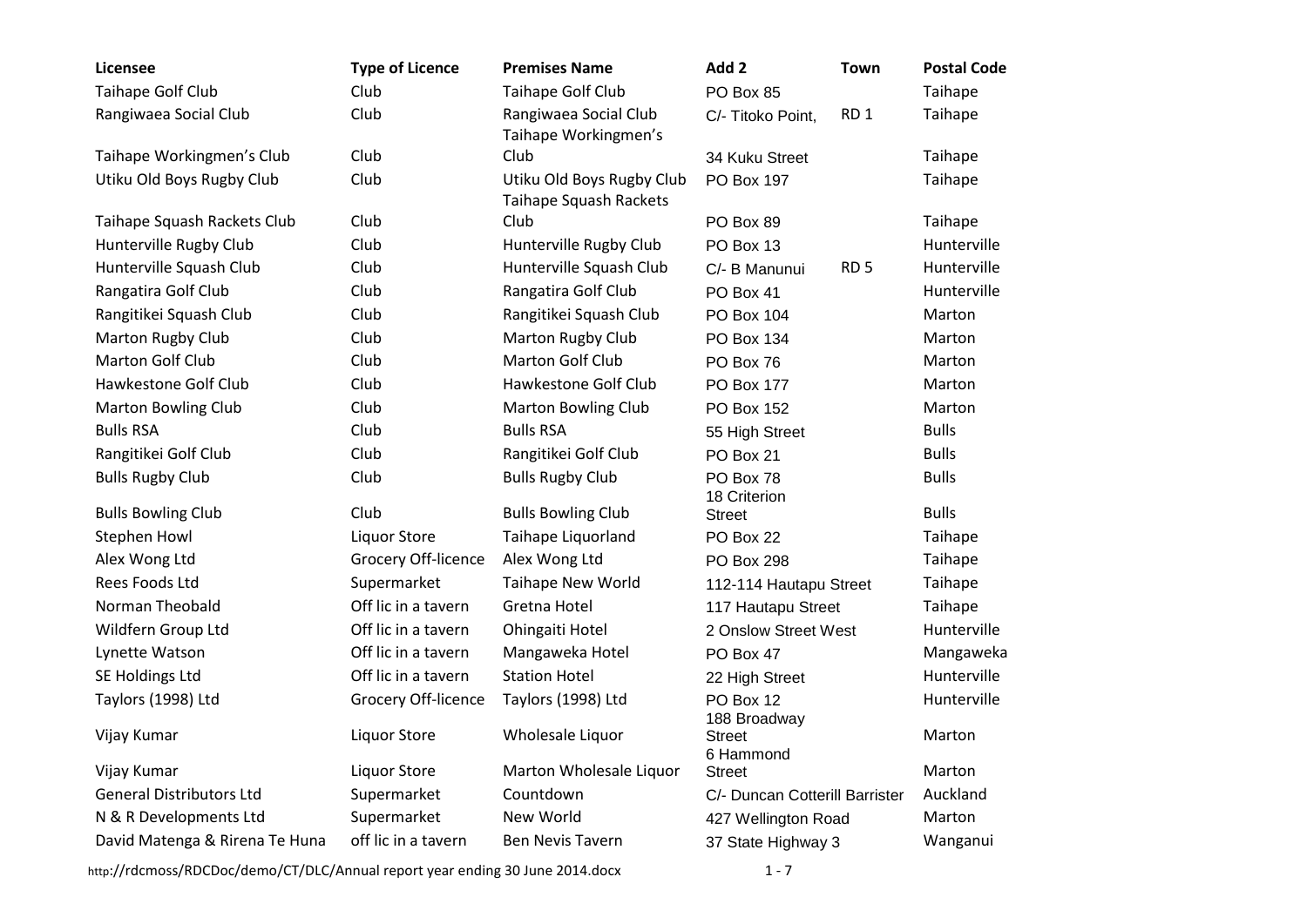| Licensee | Type of Licence | Premises Name | Add 2 | Town | Postal Code |
|---|---|---|---|---|---|
| Taihape Golf Club | Club | Taihape Golf Club | PO Box 85 | | Taihape |
| Rangiwaea Social Club | Club | Rangiwaea Social Club | C/- Titoko Point, | RD 1 | Taihape |
| Taihape Workingmen's Club | Club | Taihape Workingmen's Club | 34 Kuku Street | | Taihape |
| Utiku Old Boys Rugby Club | Club | Utiku Old Boys Rugby Club | PO Box 197 | | Taihape |
| Taihape Squash Rackets Club | Club | Taihape Squash Rackets Club | PO Box 89 | | Taihape |
| Hunterville Rugby Club | Club | Hunterville Rugby Club | PO Box 13 | | Hunterville |
| Hunterville Squash Club | Club | Hunterville Squash Club | C/- B Manunui | RD 5 | Hunterville |
| Rangatira Golf Club | Club | Rangatira Golf Club | PO Box 41 | | Hunterville |
| Rangitikei Squash Club | Club | Rangitikei Squash Club | PO Box 104 | | Marton |
| Marton Rugby Club | Club | Marton Rugby Club | PO Box 134 | | Marton |
| Marton Golf Club | Club | Marton Golf Club | PO Box 76 | | Marton |
| Hawkestone Golf Club | Club | Hawkestone Golf Club | PO Box 177 | | Marton |
| Marton Bowling Club | Club | Marton Bowling Club | PO Box 152 | | Marton |
| Bulls RSA | Club | Bulls RSA | 55 High Street | | Bulls |
| Rangitikei Golf Club | Club | Rangitikei Golf Club | PO Box 21 | | Bulls |
| Bulls Rugby Club | Club | Bulls Rugby Club | PO Box 78 | | Bulls |
| Bulls Bowling Club | Club | Bulls Bowling Club | 18 Criterion Street | | Bulls |
| Stephen Howl | Liquor Store | Taihape Liquorland | PO Box 22 | | Taihape |
| Alex Wong Ltd | Grocery Off-licence | Alex Wong Ltd | PO Box 298 | | Taihape |
| Rees Foods Ltd | Supermarket | Taihape New World | 112-114 Hautapu Street | | Taihape |
| Norman Theobald | Off lic in a tavern | Gretna Hotel | 117 Hautapu Street | | Taihape |
| Wildfern Group Ltd | Off lic in a tavern | Ohingaiti Hotel | 2 Onslow Street West | | Hunterville |
| Lynette Watson | Off lic in a tavern | Mangaweka Hotel | PO Box 47 | | Mangaweka |
| SE Holdings Ltd | Off lic in a tavern | Station Hotel | 22 High Street | | Hunterville |
| Taylors (1998) Ltd | Grocery Off-licence | Taylors (1998) Ltd | PO Box 12 | | Hunterville |
| Vijay Kumar | Liquor Store | Wholesale Liquor | 188 Broadway Street | | Marton |
| Vijay Kumar | Liquor Store | Marton Wholesale Liquor | 6 Hammond Street | | Marton |
| General Distributors Ltd | Supermarket | Countdown | C/- Duncan Cotterill Barrister | | Auckland |
| N & R Developments Ltd | Supermarket | New World | 427 Wellington Road | | Marton |
| David Matenga & Rirena Te Huna | off lic in a tavern | Ben Nevis Tavern | 37 State Highway 3 | | Wanganui |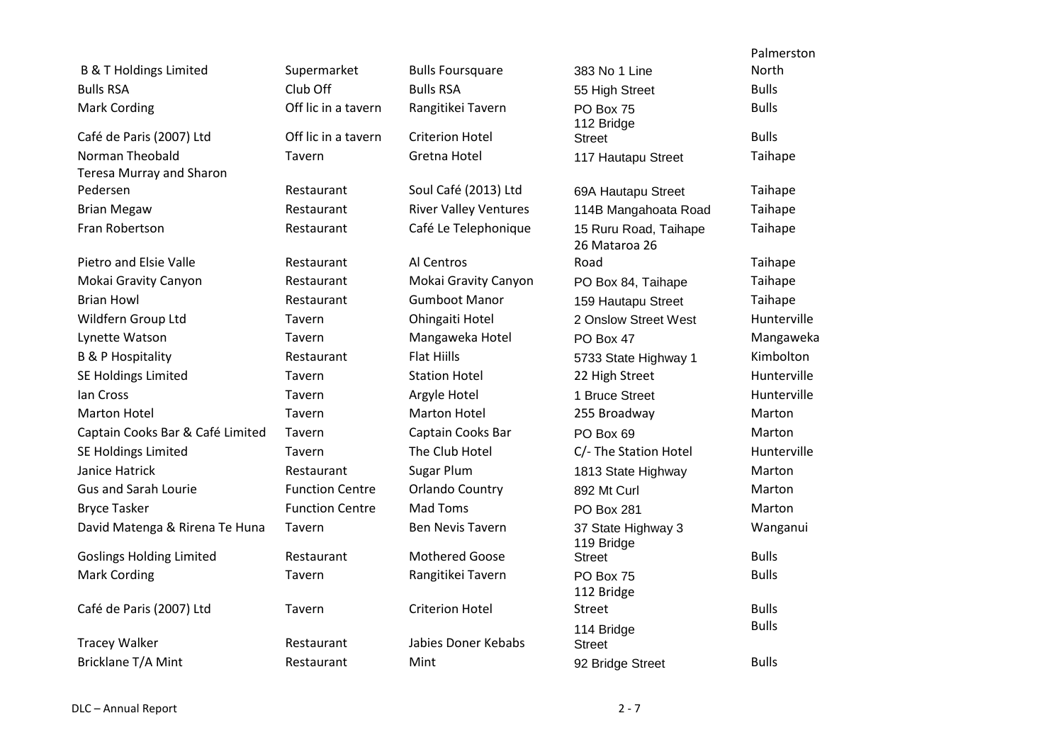| | | | | |
|---|---|---|---|---|
| B & T Holdings Limited | Supermarket | Bulls Foursquare | 383 No 1 Line | Palmerston North |
| Bulls RSA | Club Off | Bulls RSA | 55 High Street | Bulls |
| Mark Cording | Off lic in a tavern | Rangitikei Tavern | PO Box 75 | Bulls |
| Café de Paris (2007) Ltd | Off lic in a tavern | Criterion Hotel | 112 Bridge Street | Bulls |
| Norman Theobald | Tavern | Gretna Hotel | 117 Hautapu Street | Taihape |
| Teresa Murray and Sharon Pedersen | Restaurant | Soul Café (2013) Ltd | 69A Hautapu Street | Taihape |
| Brian Megaw | Restaurant | River Valley Ventures | 114B Mangahoata Road | Taihape |
| Fran Robertson | Restaurant | Café Le Telephonique | 15 Ruru Road, Taihape | Taihape |
| Pietro and Elsie Valle | Restaurant | Al Centros | 26 Mataroa 26 Road | Taihape |
| Mokai Gravity Canyon | Restaurant | Mokai Gravity Canyon | PO Box 84, Taihape | Taihape |
| Brian Howl | Restaurant | Gumboot Manor | 159 Hautapu Street | Taihape |
| Wildfern Group Ltd | Tavern | Ohingaiti Hotel | 2 Onslow Street West | Hunterville |
| Lynette Watson | Tavern | Mangaweka Hotel | PO Box 47 | Mangaweka |
| B & P Hospitality | Restaurant | Flat Hiills | 5733 State Highway 1 | Kimbolton |
| SE Holdings Limited | Tavern | Station Hotel | 22 High Street | Hunterville |
| Ian Cross | Tavern | Argyle Hotel | 1 Bruce Street | Hunterville |
| Marton Hotel | Tavern | Marton Hotel | 255 Broadway | Marton |
| Captain Cooks Bar & Café Limited | Tavern | Captain Cooks Bar | PO Box 69 | Marton |
| SE Holdings Limited | Tavern | The Club Hotel | C/- The Station Hotel | Hunterville |
| Janice Hatrick | Restaurant | Sugar Plum | 1813 State Highway | Marton |
| Gus and Sarah Lourie | Function Centre | Orlando Country | 892 Mt Curl | Marton |
| Bryce Tasker | Function Centre | Mad Toms | PO Box 281 | Marton |
| David Matenga & Rirena Te Huna | Tavern | Ben Nevis Tavern | 37 State Highway 3 | Wanganui |
| Goslings Holding Limited | Restaurant | Mothered Goose | 119 Bridge Street | Bulls |
| Mark Cording | Tavern | Rangitikei Tavern | PO Box 75 | Bulls |
| Café de Paris (2007) Ltd | Tavern | Criterion Hotel | 112 Bridge Street | Bulls |
| Tracey Walker | Restaurant | Jabies Doner Kebabs | 114 Bridge Street | Bulls |
| Bricklane T/A Mint | Restaurant | Mint | 92 Bridge Street | Bulls |